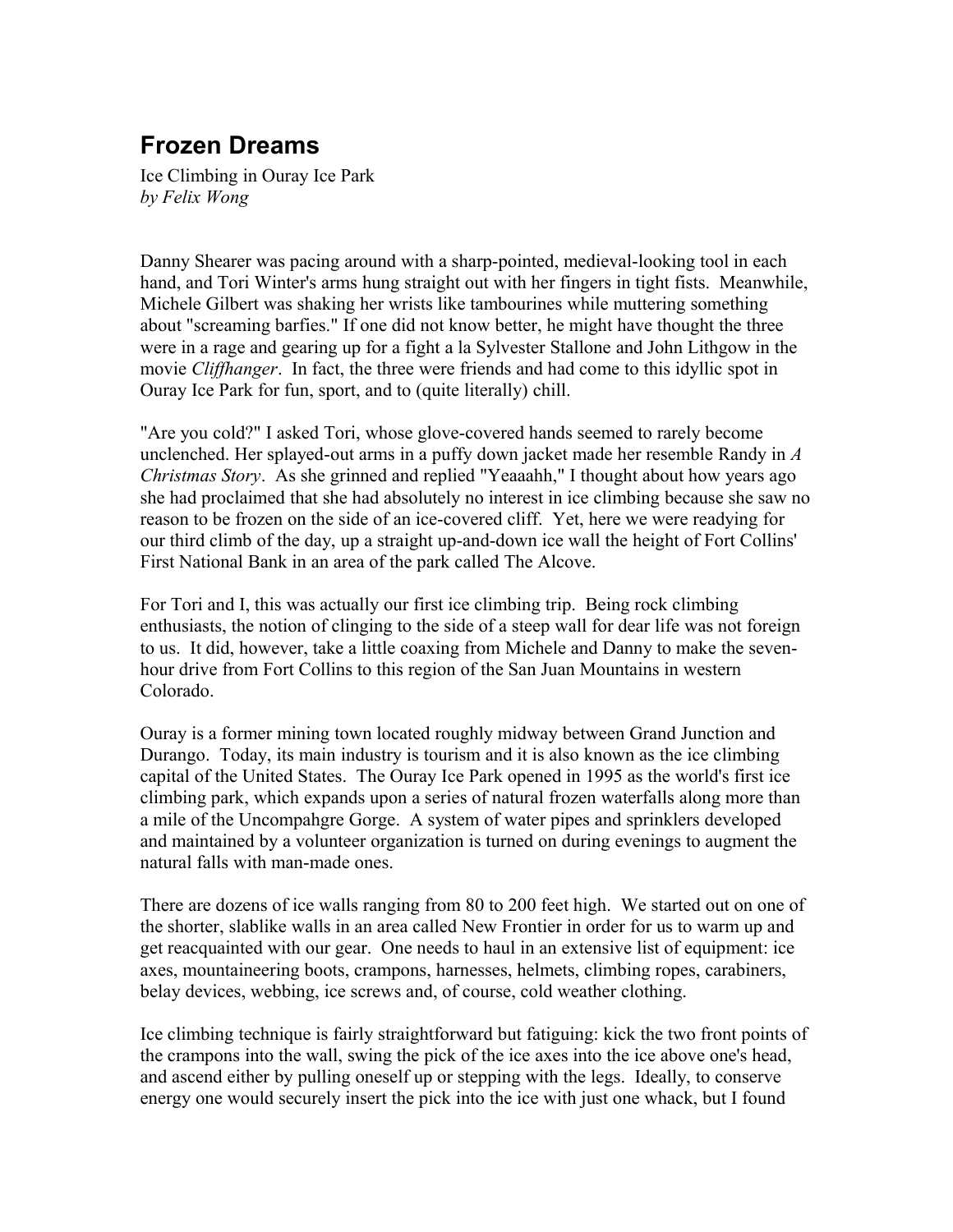# Frozen Dreams

Ice Climbing in Ouray Ice Park
*by Felix Wong*

Danny Shearer was pacing around with a sharp-pointed, medieval-looking tool in each hand, and Tori Winter's arms hung straight out with her fingers in tight fists. Meanwhile, Michele Gilbert was shaking her wrists like tambourines while muttering something about "screaming barfies." If one did not know better, he might have thought the three were in a rage and gearing up for a fight a la Sylvester Stallone and John Lithgow in the movie *Cliffhanger*. In fact, the three were friends and had come to this idyllic spot in Ouray Ice Park for fun, sport, and to (quite literally) chill.

"Are you cold?" I asked Tori, whose glove-covered hands seemed to rarely become unclenched. Her splayed-out arms in a puffy down jacket made her resemble Randy in *A Christmas Story*. As she grinned and replied "Yeaaahh," I thought about how years ago she had proclaimed that she had absolutely no interest in ice climbing because she saw no reason to be frozen on the side of an ice-covered cliff. Yet, here we were readying for our third climb of the day, up a straight up-and-down ice wall the height of Fort Collins' First National Bank in an area of the park called The Alcove.

For Tori and I, this was actually our first ice climbing trip. Being rock climbing enthusiasts, the notion of clinging to the side of a steep wall for dear life was not foreign to us. It did, however, take a little coaxing from Michele and Danny to make the seven-hour drive from Fort Collins to this region of the San Juan Mountains in western Colorado.

Ouray is a former mining town located roughly midway between Grand Junction and Durango. Today, its main industry is tourism and it is also known as the ice climbing capital of the United States. The Ouray Ice Park opened in 1995 as the world's first ice climbing park, which expands upon a series of natural frozen waterfalls along more than a mile of the Uncompahgre Gorge. A system of water pipes and sprinklers developed and maintained by a volunteer organization is turned on during evenings to augment the natural falls with man-made ones.

There are dozens of ice walls ranging from 80 to 200 feet high. We started out on one of the shorter, slablike walls in an area called New Frontier in order for us to warm up and get reacquainted with our gear. One needs to haul in an extensive list of equipment: ice axes, mountaineering boots, crampons, harnesses, helmets, climbing ropes, carabiners, belay devices, webbing, ice screws and, of course, cold weather clothing.

Ice climbing technique is fairly straightforward but fatiguing: kick the two front points of the crampons into the wall, swing the pick of the ice axes into the ice above one's head, and ascend either by pulling oneself up or stepping with the legs. Ideally, to conserve energy one would securely insert the pick into the ice with just one whack, but I found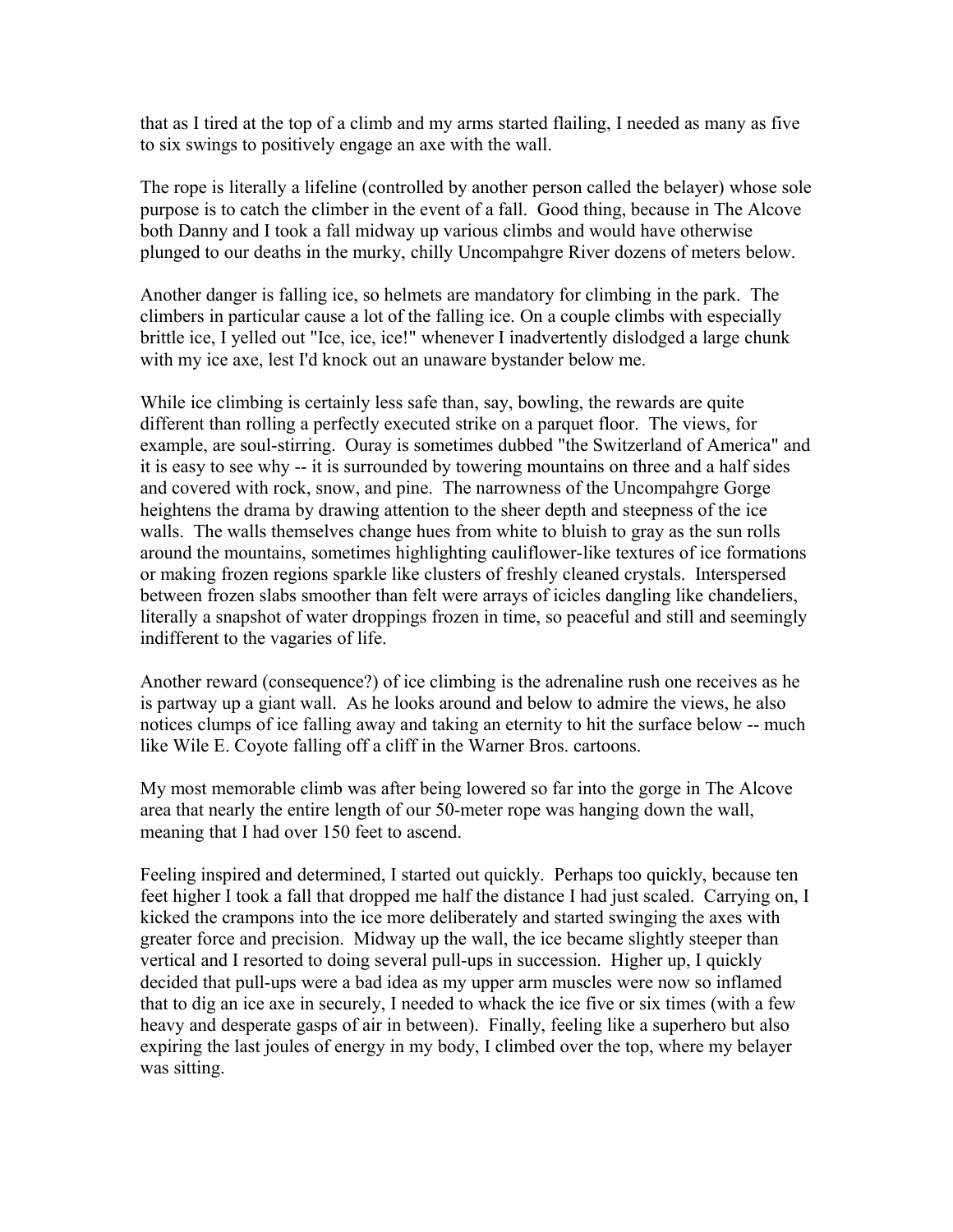that as I tired at the top of a climb and my arms started flailing, I needed as many as five to six swings to positively engage an axe with the wall.

The rope is literally a lifeline (controlled by another person called the belayer) whose sole purpose is to catch the climber in the event of a fall. Good thing, because in The Alcove both Danny and I took a fall midway up various climbs and would have otherwise plunged to our deaths in the murky, chilly Uncompahgre River dozens of meters below.

Another danger is falling ice, so helmets are mandatory for climbing in the park. The climbers in particular cause a lot of the falling ice. On a couple climbs with especially brittle ice, I yelled out "Ice, ice, ice!" whenever I inadvertently dislodged a large chunk with my ice axe, lest I'd knock out an unaware bystander below me.

While ice climbing is certainly less safe than, say, bowling, the rewards are quite different than rolling a perfectly executed strike on a parquet floor. The views, for example, are soul-stirring. Ouray is sometimes dubbed "the Switzerland of America" and it is easy to see why -- it is surrounded by towering mountains on three and a half sides and covered with rock, snow, and pine. The narrowness of the Uncompahgre Gorge heightens the drama by drawing attention to the sheer depth and steepness of the ice walls. The walls themselves change hues from white to bluish to gray as the sun rolls around the mountains, sometimes highlighting cauliflower-like textures of ice formations or making frozen regions sparkle like clusters of freshly cleaned crystals. Interspersed between frozen slabs smoother than felt were arrays of icicles dangling like chandeliers, literally a snapshot of water droppings frozen in time, so peaceful and still and seemingly indifferent to the vagaries of life.

Another reward (consequence?) of ice climbing is the adrenaline rush one receives as he is partway up a giant wall. As he looks around and below to admire the views, he also notices clumps of ice falling away and taking an eternity to hit the surface below -- much like Wile E. Coyote falling off a cliff in the Warner Bros. cartoons.

My most memorable climb was after being lowered so far into the gorge in The Alcove area that nearly the entire length of our 50-meter rope was hanging down the wall, meaning that I had over 150 feet to ascend.

Feeling inspired and determined, I started out quickly. Perhaps too quickly, because ten feet higher I took a fall that dropped me half the distance I had just scaled. Carrying on, I kicked the crampons into the ice more deliberately and started swinging the axes with greater force and precision. Midway up the wall, the ice became slightly steeper than vertical and I resorted to doing several pull-ups in succession. Higher up, I quickly decided that pull-ups were a bad idea as my upper arm muscles were now so inflamed that to dig an ice axe in securely, I needed to whack the ice five or six times (with a few heavy and desperate gasps of air in between). Finally, feeling like a superhero but also expiring the last joules of energy in my body, I climbed over the top, where my belayer was sitting.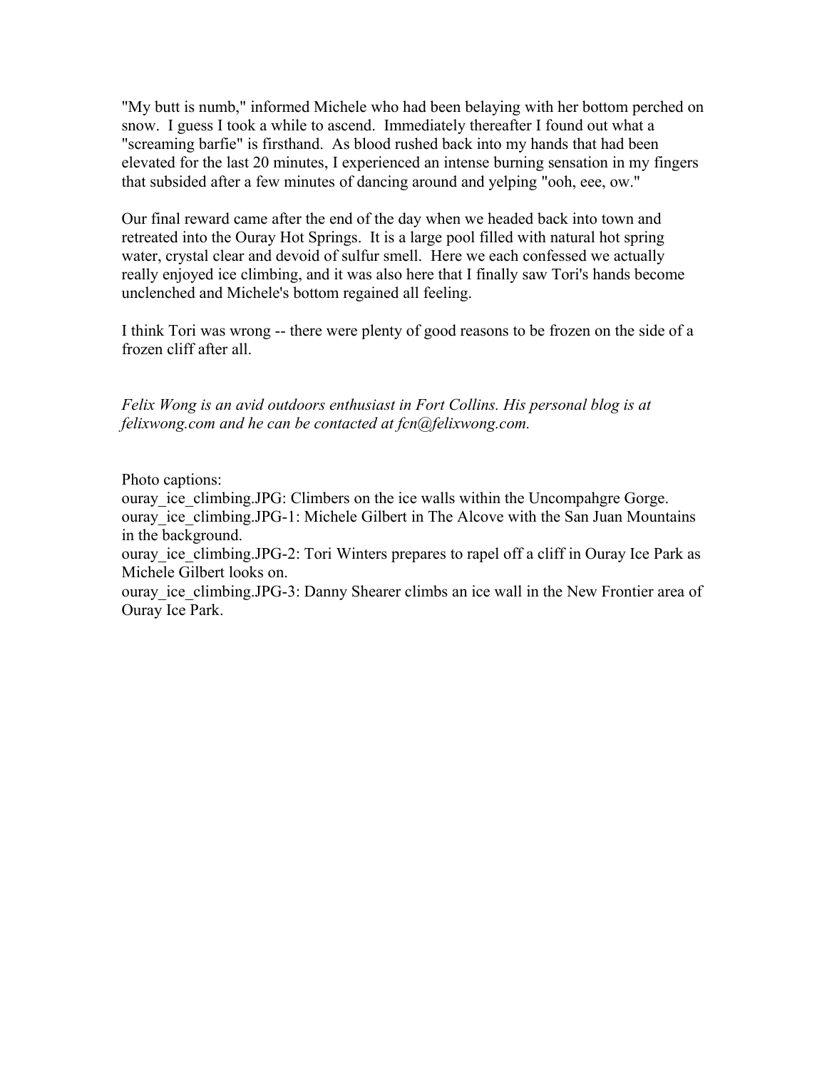"My butt is numb," informed Michele who had been belaying with her bottom perched on snow. I guess I took a while to ascend. Immediately thereafter I found out what a "screaming barfie" is firsthand. As blood rushed back into my hands that had been elevated for the last 20 minutes, I experienced an intense burning sensation in my fingers that subsided after a few minutes of dancing around and yelping "ooh, eee, ow."

Our final reward came after the end of the day when we headed back into town and retreated into the Ouray Hot Springs. It is a large pool filled with natural hot spring water, crystal clear and devoid of sulfur smell. Here we each confessed we actually really enjoyed ice climbing, and it was also here that I finally saw Tori's hands become unclenched and Michele's bottom regained all feeling.

I think Tori was wrong -- there were plenty of good reasons to be frozen on the side of a frozen cliff after all.

*Felix Wong is an avid outdoors enthusiast in Fort Collins. His personal blog is at felixwong.com and he can be contacted at fcn@felixwong.com.*

Photo captions:
ouray_ice_climbing.JPG: Climbers on the ice walls within the Uncompahgre Gorge.
ouray_ice_climbing.JPG-1: Michele Gilbert in The Alcove with the San Juan Mountains in the background.
ouray_ice_climbing.JPG-2: Tori Winters prepares to rapel off a cliff in Ouray Ice Park as Michele Gilbert looks on.
ouray_ice_climbing.JPG-3: Danny Shearer climbs an ice wall in the New Frontier area of Ouray Ice Park.